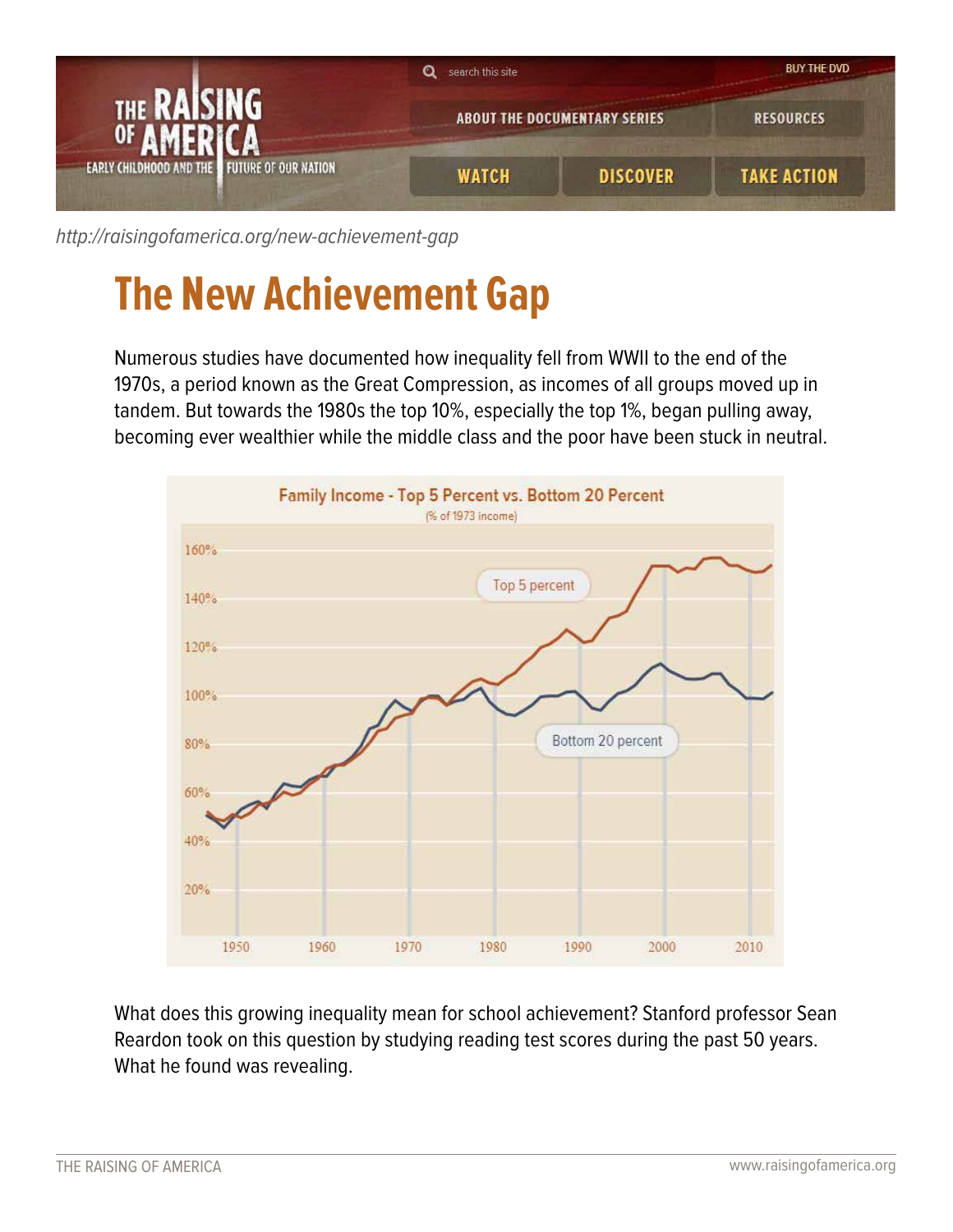http://raisingofamerica.org/new-achievement-gap

# The New Achievement Gap

Numerous studies have documented how inequality fell from WWII to the end of the 1970s, a period known as the Great Compression, as incomes of all groups moved up in tandem. But towards the 1980s the top 10%, especially the top 1%, began pulling away, becoming ever wealthier while the middle class and the poor have been stuck in neutral.

**Family Income - Top 5 Percent vs. Bottom 20 Percent**
(% of 1973 income)

What does this growing inequality mean for school achievement? Stanford professor Sean Reardon took on this question by studying reading test scores during the past 50 years. What he found was revealing.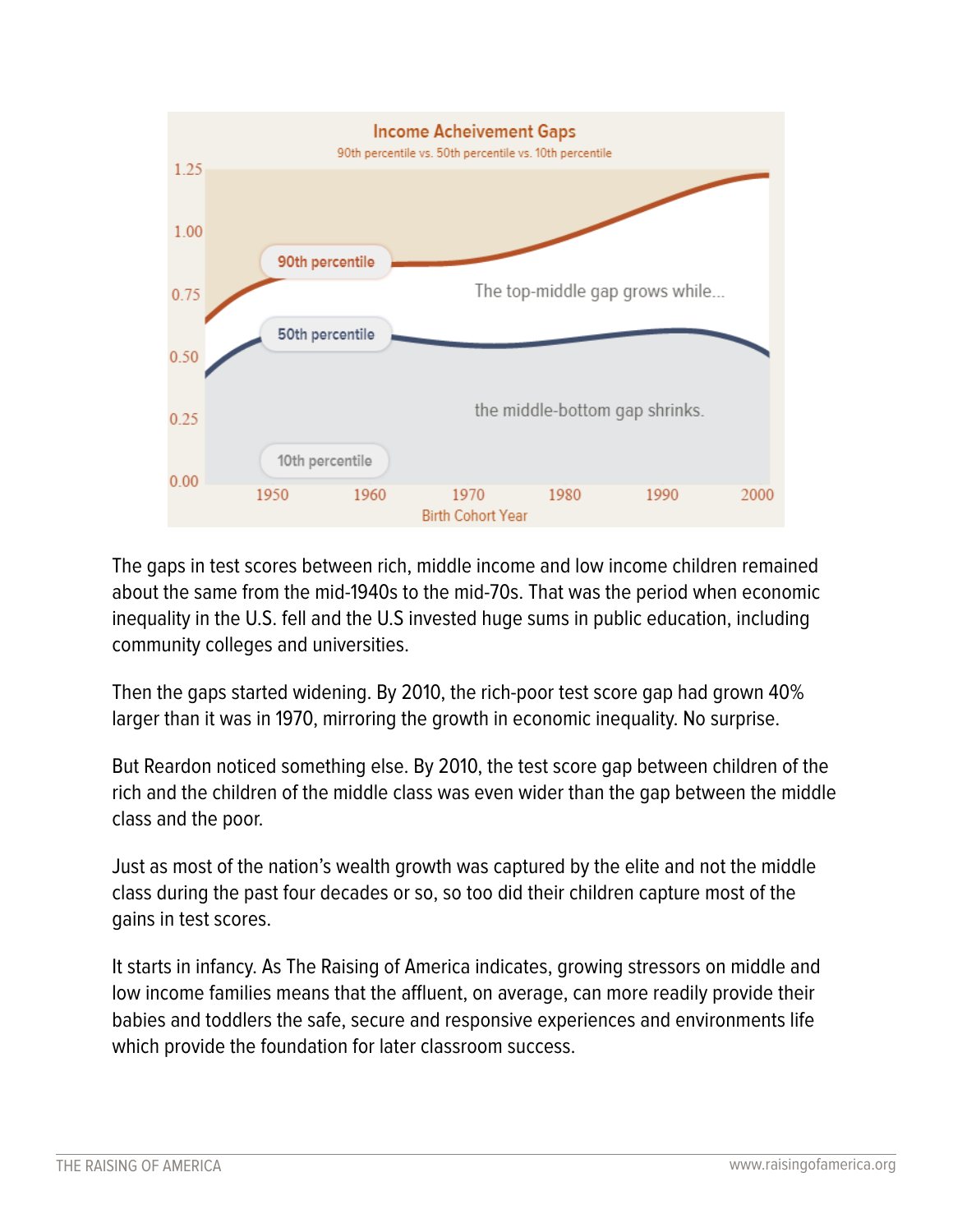**Income Acheivement Gaps**

90th percentile vs. 50th percentile vs. 10th percentile

The top-middle gap grows while...

the middle-bottom gap shrinks.

Birth Cohort Year

The gaps in test scores between rich, middle income and low income children remained about the same from the mid-1940s to the mid-70s. That was the period when economic inequality in the U.S. fell and the U.S invested huge sums in public education, including community colleges and universities.

Then the gaps started widening. By 2010, the rich-poor test score gap had grown 40% larger than it was in 1970, mirroring the growth in economic inequality. No surprise.

But Reardon noticed something else. By 2010, the test score gap between children of the rich and the children of the middle class was even wider than the gap between the middle class and the poor.

Just as most of the nation's wealth growth was captured by the elite and not the middle class during the past four decades or so, so too did their children capture most of the gains in test scores.

It starts in infancy. As The Raising of America indicates, growing stressors on middle and low income families means that the affluent, on average, can more readily provide their babies and toddlers the safe, secure and responsive experiences and environments life which provide the foundation for later classroom success.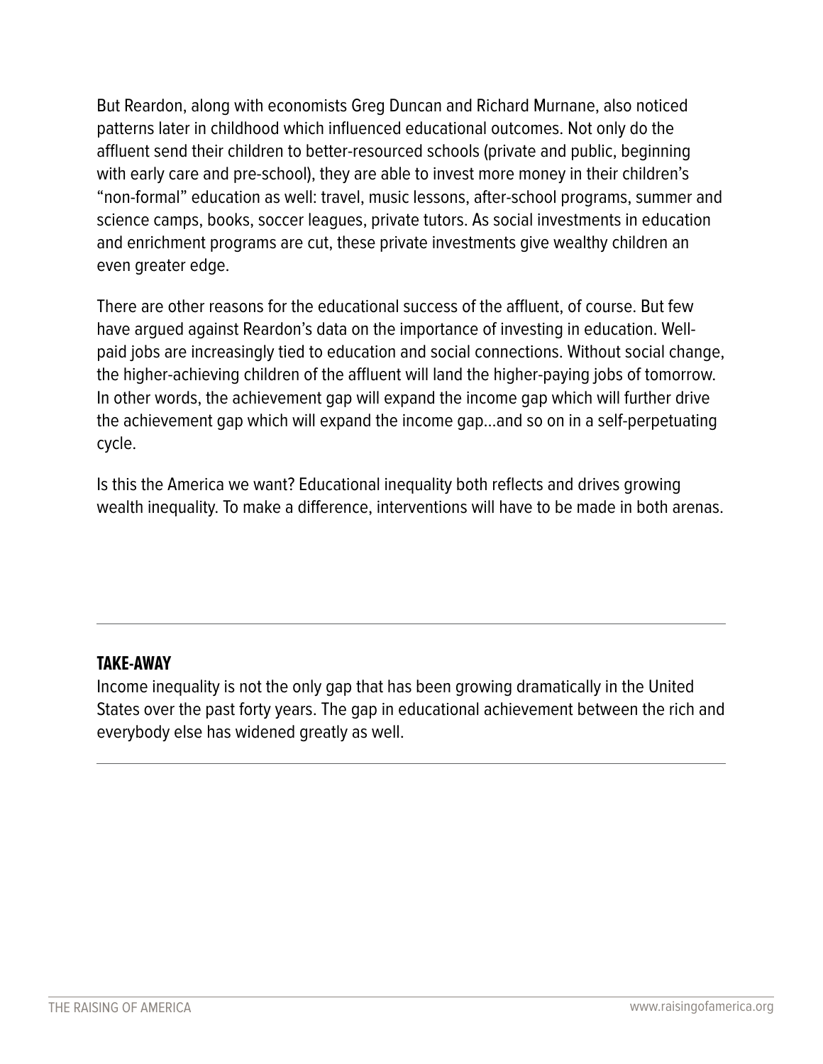But Reardon, along with economists Greg Duncan and Richard Murnane, also noticed patterns later in childhood which influenced educational outcomes. Not only do the affluent send their children to better-resourced schools (private and public, beginning with early care and pre-school), they are able to invest more money in their children's "non-formal" education as well: travel, music lessons, after-school programs, summer and science camps, books, soccer leagues, private tutors. As social investments in education and enrichment programs are cut, these private investments give wealthy children an even greater edge.

There are other reasons for the educational success of the affluent, of course. But few have argued against Reardon's data on the importance of investing in education. Well-paid jobs are increasingly tied to education and social connections. Without social change, the higher-achieving children of the affluent will land the higher-paying jobs of tomorrow. In other words, the achievement gap will expand the income gap which will further drive the achievement gap which will expand the income gap...and so on in a self-perpetuating cycle.

Is this the America we want? Educational inequality both reflects and drives growing wealth inequality. To make a difference, interventions will have to be made in both arenas.

---

**TAKE-AWAY**

Income inequality is not the only gap that has been growing dramatically in the United States over the past forty years. The gap in educational achievement between the rich and everybody else has widened greatly as well.

---